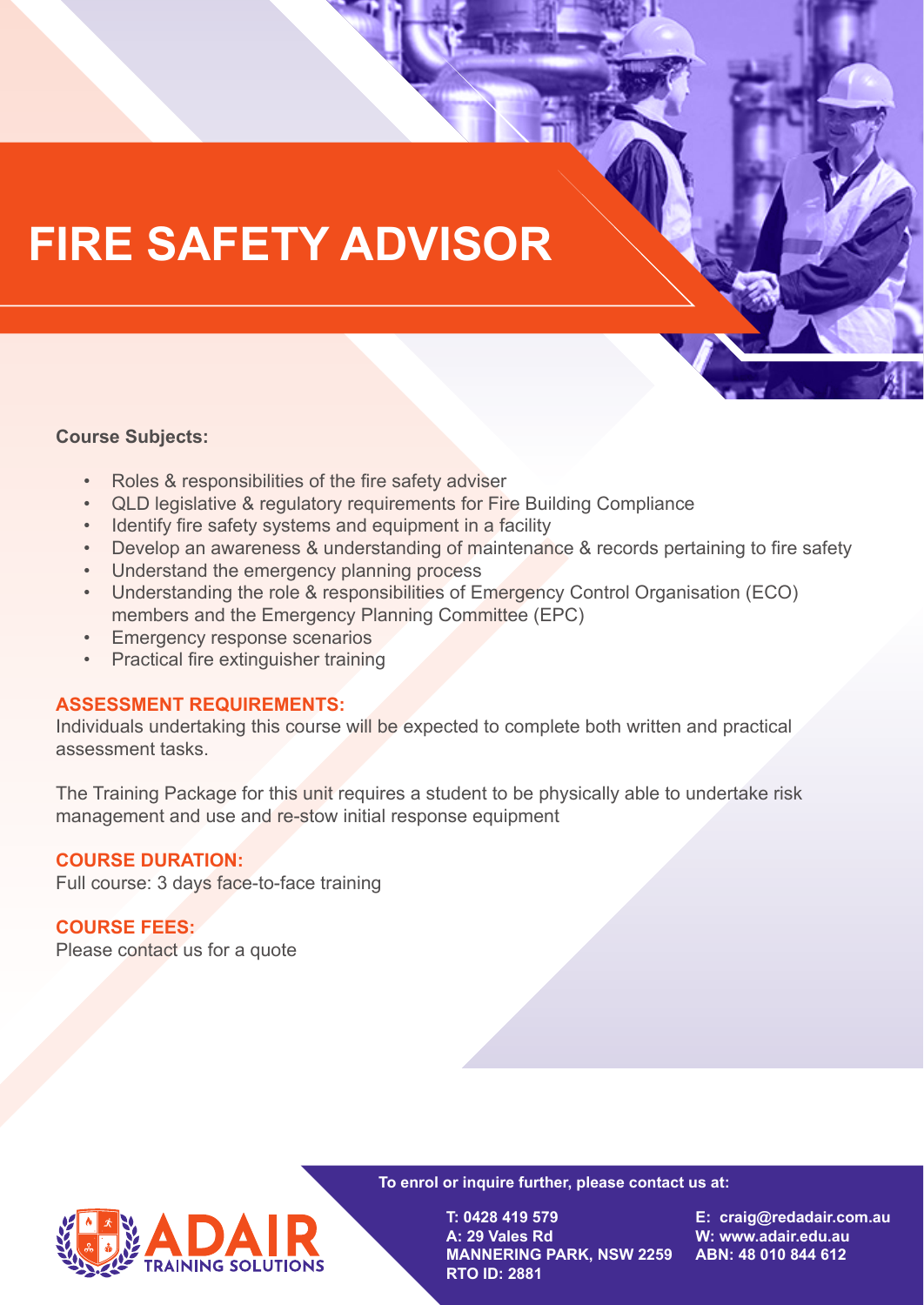# FIRE SAFETY ADVISOR

**Course Subjects:**

- Roles & responsibilities of the fire safety adviser
- QLD legislative & regulatory requirements for Fire Building Compliance
- Identify fire safety systems and equipment in a facility
- Develop an awareness & understanding of maintenance & records pertaining to fire safety
- Understand the emergency planning process
- Understanding the role & responsibilities of Emergency Control Organisation (ECO) members and the Emergency Planning Committee (EPC)
- Emergency response scenarios
- Practical fire extinguisher training

**ASSESSMENT REQUIREMENTS:**

Individuals undertaking this course will be expected to complete both written and practical assessment tasks.

The Training Package for this unit requires a student to be physically able to undertake risk management and use and re-stow initial response equipment

**COURSE DURATION:**

Full course: 3 days face-to-face training

**COURSE FEES:**

Please contact us for a quote

ADAIR TRAINING SOLUTIONS

**To enrol or inquire further, please contact us at:**

**T: 0428 419 579**
**A: 29 Vales Rd**
**MANNERING PARK, NSW 2259**
**RTO ID: 2881**

**E: craig@redadair.com.au**
**W: www.adair.edu.au**
**ABN: 48 010 844 612**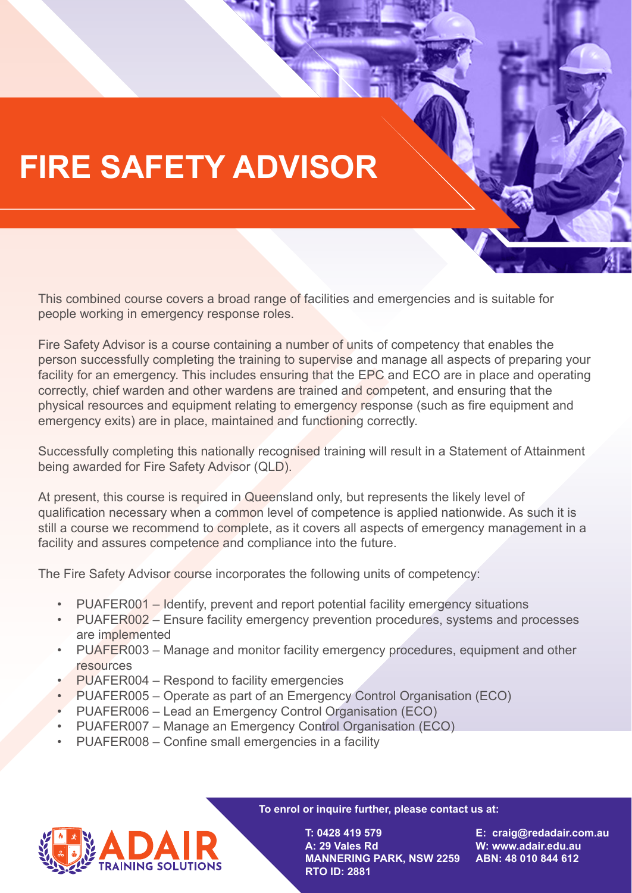# FIRE SAFETY ADVISOR

This combined course covers a broad range of facilities and emergencies and is suitable for people working in emergency response roles.

Fire Safety Advisor is a course containing a number of units of competency that enables the person successfully completing the training to supervise and manage all aspects of preparing your facility for an emergency. This includes ensuring that the EPC and ECO are in place and operating correctly, chief warden and other wardens are trained and competent, and ensuring that the physical resources and equipment relating to emergency response (such as fire equipment and emergency exits) are in place, maintained and functioning correctly.

Successfully completing this nationally recognised training will result in a Statement of Attainment being awarded for Fire Safety Advisor (QLD).

At present, this course is required in Queensland only, but represents the likely level of qualification necessary when a common level of competence is applied nationwide. As such it is still a course we recommend to complete, as it covers all aspects of emergency management in a facility and assures competence and compliance into the future.

The Fire Safety Advisor course incorporates the following units of competency:

- PUAFER001 – Identify, prevent and report potential facility emergency situations
- PUAFER002 – Ensure facility emergency prevention procedures, systems and processes are implemented
- PUAFER003 – Manage and monitor facility emergency procedures, equipment and other resources
- PUAFER004 – Respond to facility emergencies
- PUAFER005 – Operate as part of an Emergency Control Organisation (ECO)
- PUAFER006 – Lead an Emergency Control Organisation (ECO)
- PUAFER007 – Manage an Emergency Control Organisation (ECO)
- PUAFER008 – Confine small emergencies in a facility

ADAIR TRAINING SOLUTIONS

**To enrol or inquire further, please contact us at:**

**T: 0428 419 579**
**A: 29 Vales Rd**
**MANNERING PARK, NSW 2259**
**RTO ID: 2881**

**E: craig@redadair.com.au**
**W: www.adair.edu.au**
**ABN: 48 010 844 612**